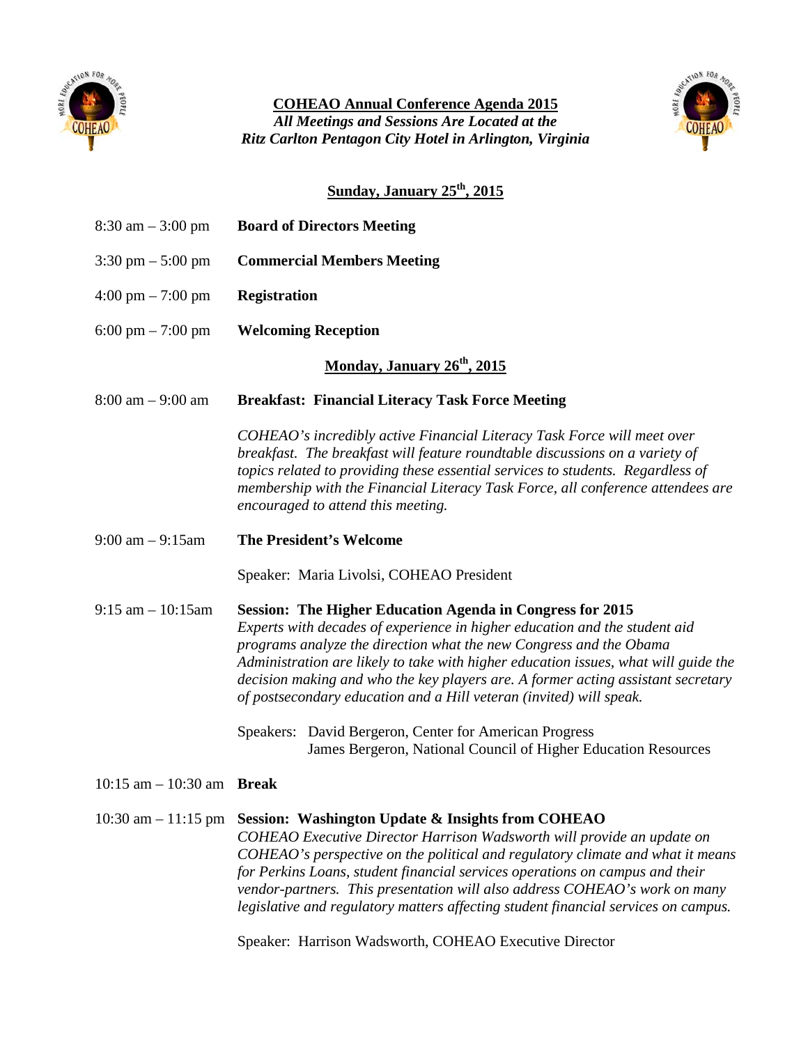# COHEAO Annual Conference Agenda 2015

***All Meetings and Sessions Are Located at the Ritz Carlton Pentagon City Hotel in Arlington, Virginia***

## Sunday, January 25th, 2015

8:30 am – 3:00 pm **Board of Directors Meeting**

3:30 pm – 5:00 pm **Commercial Members Meeting**

4:00 pm – 7:00 pm **Registration**

6:00 pm – 7:00 pm **Welcoming Reception**

## Monday, January 26th, 2015

8:00 am – 9:00 am **Breakfast: Financial Literacy Task Force Meeting**

*COHEAO's incredibly active Financial Literacy Task Force will meet over breakfast. The breakfast will feature roundtable discussions on a variety of topics related to providing these essential services to students. Regardless of membership with the Financial Literacy Task Force, all conference attendees are encouraged to attend this meeting.*

9:00 am – 9:15am **The President's Welcome**

Speaker: Maria Livolsi, COHEAO President

9:15 am – 10:15am **Session: The Higher Education Agenda in Congress for 2015**

*Experts with decades of experience in higher education and the student aid programs analyze the direction what the new Congress and the Obama Administration are likely to take with higher education issues, what will guide the decision making and who the key players are. A former acting assistant secretary of postsecondary education and a Hill veteran (invited) will speak.*

Speakers: David Bergeron, Center for American Progress
James Bergeron, National Council of Higher Education Resources

10:15 am – 10:30 am **Break**

10:30 am – 11:15 pm **Session: Washington Update & Insights from COHEAO**

*COHEAO Executive Director Harrison Wadsworth will provide an update on COHEAO's perspective on the political and regulatory climate and what it means for Perkins Loans, student financial services operations on campus and their vendor-partners. This presentation will also address COHEAO's work on many legislative and regulatory matters affecting student financial services on campus.*

Speaker: Harrison Wadsworth, COHEAO Executive Director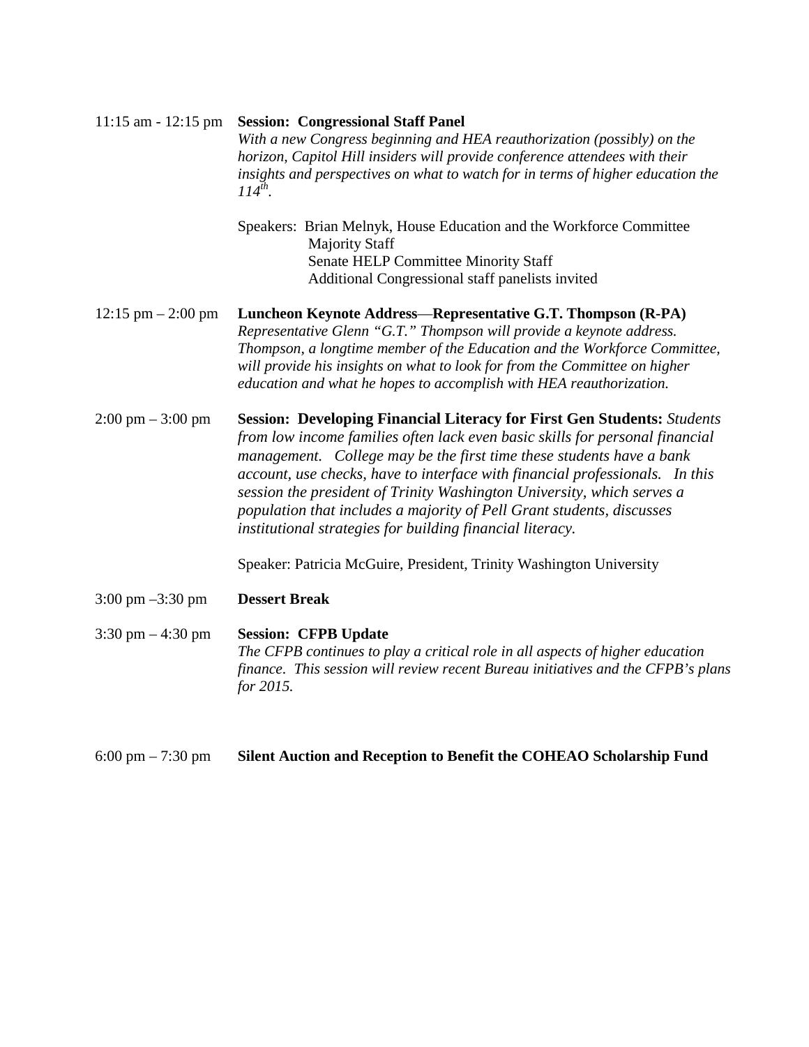11:15 am - 12:15 pm **Session: Congressional Staff Panel**

*With a new Congress beginning and HEA reauthorization (possibly) on the horizon, Capitol Hill insiders will provide conference attendees with their insights and perspectives on what to watch for in terms of higher education the 114th.*

Speakers: Brian Melnyk, House Education and the Workforce Committee Majority Staff
Senate HELP Committee Minority Staff
Additional Congressional staff panelists invited

12:15 pm – 2:00 pm **Luncheon Keynote Address—Representative G.T. Thompson (R-PA)**

*Representative Glenn "G.T." Thompson will provide a keynote address. Thompson, a longtime member of the Education and the Workforce Committee, will provide his insights on what to look for from the Committee on higher education and what he hopes to accomplish with HEA reauthorization.*

2:00 pm – 3:00 pm **Session: Developing Financial Literacy for First Gen Students:** *Students from low income families often lack even basic skills for personal financial management. College may be the first time these students have a bank account, use checks, have to interface with financial professionals. In this session the president of Trinity Washington University, which serves a population that includes a majority of Pell Grant students, discusses institutional strategies for building financial literacy.*

Speaker: Patricia McGuire, President, Trinity Washington University

3:00 pm –3:30 pm **Dessert Break**

3:30 pm – 4:30 pm **Session: CFPB Update**

*The CFPB continues to play a critical role in all aspects of higher education finance. This session will review recent Bureau initiatives and the CFPB's plans for 2015.*

6:00 pm – 7:30 pm **Silent Auction and Reception to Benefit the COHEAO Scholarship Fund**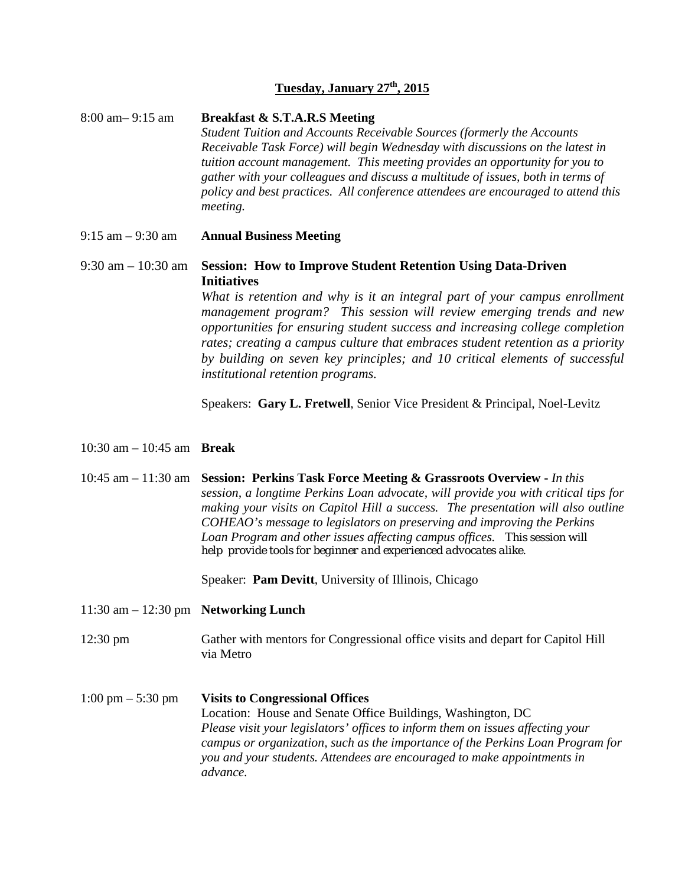## Tuesday, January 27th, 2015

**8:00 am– 9:15 am** **Breakfast & S.T.A.R.S Meeting**

*Student Tuition and Accounts Receivable Sources (formerly the Accounts Receivable Task Force) will begin Wednesday with discussions on the latest in tuition account management. This meeting provides an opportunity for you to gather with your colleagues and discuss a multitude of issues, both in terms of policy and best practices. All conference attendees are encouraged to attend this meeting.*

**9:15 am – 9:30 am** **Annual Business Meeting**

**9:30 am – 10:30 am** **Session: How to Improve Student Retention Using Data-Driven Initiatives**

*What is retention and why is it an integral part of your campus enrollment management program? This session will review emerging trends and new opportunities for ensuring student success and increasing college completion rates; creating a campus culture that embraces student retention as a priority by building on seven key principles; and 10 critical elements of successful institutional retention programs.*

Speakers: **Gary L. Fretwell**, Senior Vice President & Principal, Noel-Levitz

**10:30 am – 10:45 am** **Break**

**10:45 am – 11:30 am** **Session: Perkins Task Force Meeting & Grassroots Overview** - *In this session, a longtime Perkins Loan advocate, will provide you with critical tips for making your visits on Capitol Hill a success. The presentation will also outline COHEAO's message to legislators on preserving and improving the Perkins Loan Program and other issues affecting campus offices.* This session will *help provide tools for beginner and experienced advocates alike.*

Speaker: **Pam Devitt**, University of Illinois, Chicago

**11:30 am – 12:30 pm** **Networking Lunch**

**12:30 pm** Gather with mentors for Congressional office visits and depart for Capitol Hill via Metro

**1:00 pm – 5:30 pm** **Visits to Congressional Offices**

Location: House and Senate Office Buildings, Washington, DC

*Please visit your legislators' offices to inform them on issues affecting your campus or organization, such as the importance of the Perkins Loan Program for you and your students. Attendees are encouraged to make appointments in advance.*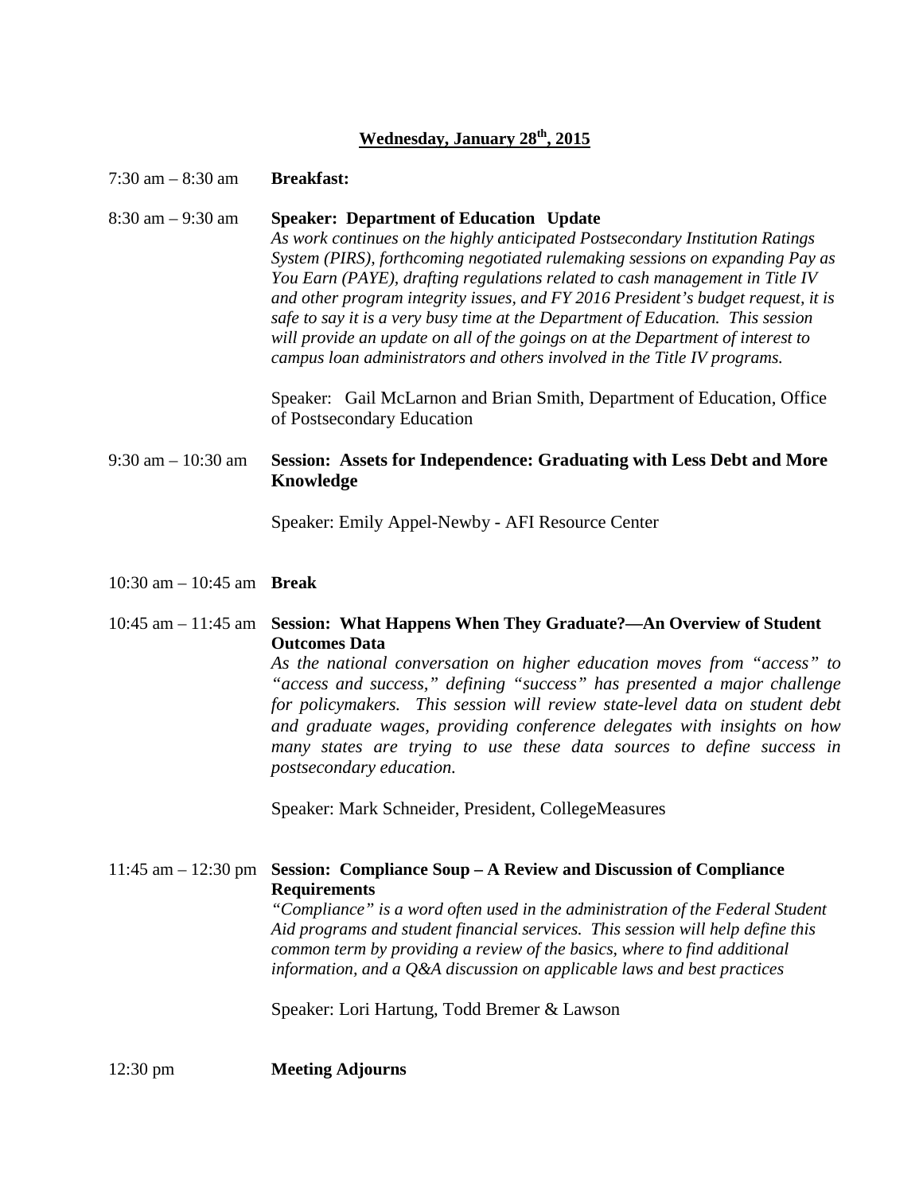**Wednesday, January 28th, 2015**

7:30 am – 8:30 am **Breakfast:**

8:30 am – 9:30 am **Speaker: Department of Education Update**

*As work continues on the highly anticipated Postsecondary Institution Ratings System (PIRS), forthcoming negotiated rulemaking sessions on expanding Pay as You Earn (PAYE), drafting regulations related to cash management in Title IV and other program integrity issues, and FY 2016 President's budget request, it is safe to say it is a very busy time at the Department of Education. This session will provide an update on all of the goings on at the Department of interest to campus loan administrators and others involved in the Title IV programs.*

Speaker: Gail McLarnon and Brian Smith, Department of Education, Office of Postsecondary Education

9:30 am – 10:30 am **Session: Assets for Independence: Graduating with Less Debt and More Knowledge**

Speaker: Emily Appel-Newby - AFI Resource Center

10:30 am – 10:45 am **Break**

10:45 am – 11:45 am **Session: What Happens When They Graduate?—An Overview of Student Outcomes Data**

*As the national conversation on higher education moves from "access" to "access and success," defining "success" has presented a major challenge for policymakers. This session will review state-level data on student debt and graduate wages, providing conference delegates with insights on how many states are trying to use these data sources to define success in postsecondary education.*

Speaker: Mark Schneider, President, CollegeMeasures

11:45 am – 12:30 pm **Session: Compliance Soup – A Review and Discussion of Compliance Requirements**

*"Compliance" is a word often used in the administration of the Federal Student Aid programs and student financial services. This session will help define this common term by providing a review of the basics, where to find additional information, and a Q&A discussion on applicable laws and best practices*

Speaker: Lori Hartung, Todd Bremer & Lawson

12:30 pm **Meeting Adjourns**